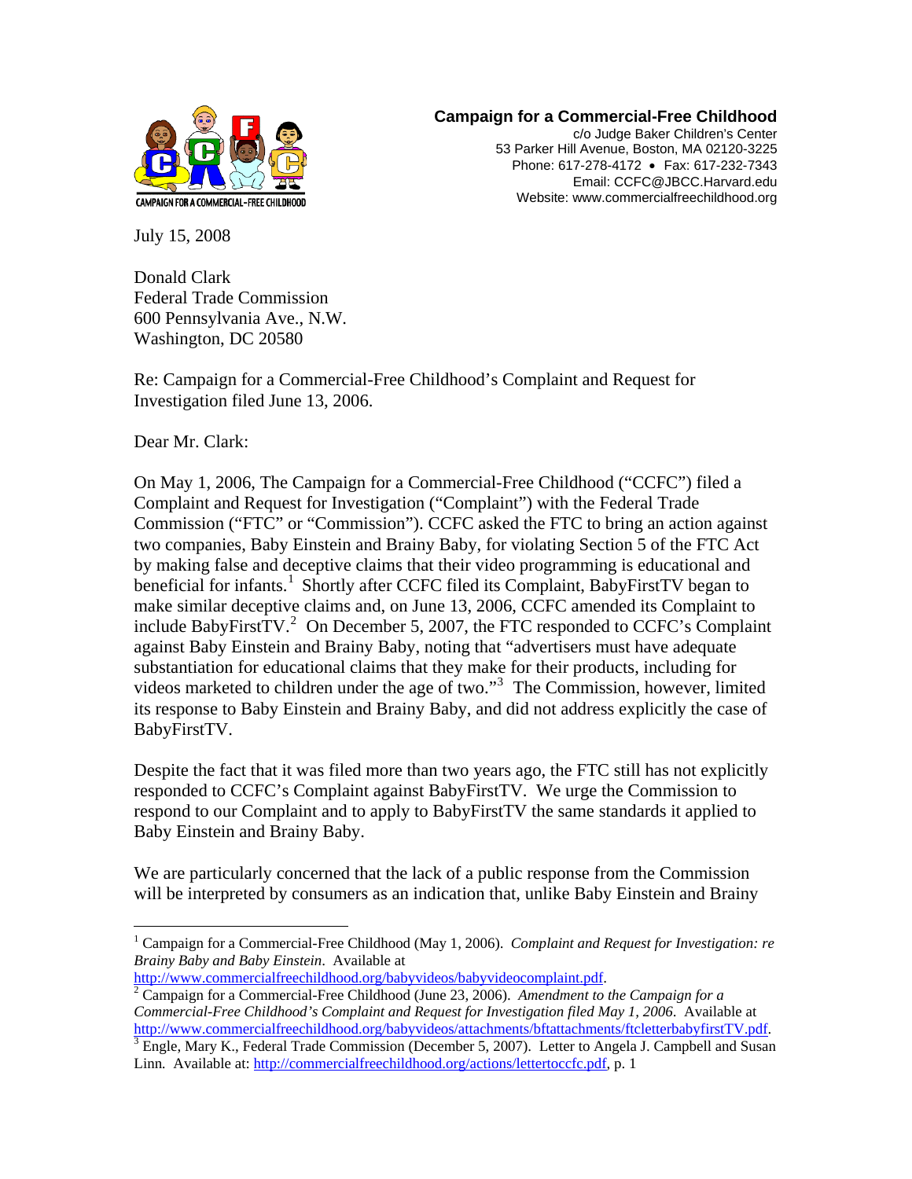**Campaign for a Commercial-Free Childhood**
c/o Judge Baker Children's Center
53 Parker Hill Avenue, Boston, MA 02120-3225
Phone: 617-278-4172 • Fax: 617-232-7343
Email: CCFC@JBCC.Harvard.edu
Website: www.commercialfreechildhood.org

July 15, 2008

Donald Clark
Federal Trade Commission
600 Pennsylvania Ave., N.W.
Washington, DC 20580

Re: Campaign for a Commercial-Free Childhood's Complaint and Request for Investigation filed June 13, 2006.

Dear Mr. Clark:

On May 1, 2006, The Campaign for a Commercial-Free Childhood ("CCFC") filed a Complaint and Request for Investigation ("Complaint") with the Federal Trade Commission ("FTC" or "Commission"). CCFC asked the FTC to bring an action against two companies, Baby Einstein and Brainy Baby, for violating Section 5 of the FTC Act by making false and deceptive claims that their video programming is educational and beneficial for infants.[1] Shortly after CCFC filed its Complaint, BabyFirstTV began to make similar deceptive claims and, on June 13, 2006, CCFC amended its Complaint to include BabyFirstTV.[2] On December 5, 2007, the FTC responded to CCFC's Complaint against Baby Einstein and Brainy Baby, noting that "advertisers must have adequate substantiation for educational claims that they make for their products, including for videos marketed to children under the age of two."[3] The Commission, however, limited its response to Baby Einstein and Brainy Baby, and did not address explicitly the case of BabyFirstTV.

Despite the fact that it was filed more than two years ago, the FTC still has not explicitly responded to CCFC's Complaint against BabyFirstTV. We urge the Commission to respond to our Complaint and to apply to BabyFirstTV the same standards it applied to Baby Einstein and Brainy Baby.

We are particularly concerned that the lack of a public response from the Commission will be interpreted by consumers as an indication that, unlike Baby Einstein and Brainy

---

[1] Campaign for a Commercial-Free Childhood (May 1, 2006). *Complaint and Request for Investigation: re Brainy Baby and Baby Einstein*. Available at http://www.commercialfreechildhood.org/babyvideos/babyvideocomplaint.pdf.

[2] Campaign for a Commercial-Free Childhood (June 23, 2006). *Amendment to the Campaign for a Commercial-Free Childhood's Complaint and Request for Investigation filed May 1, 2006*. Available at http://www.commercialfreechildhood.org/babyvideos/attachments/bftattachments/ftcletterbabyfirstTV.pdf.

[3] Engle, Mary K., Federal Trade Commission (December 5, 2007). Letter to Angela J. Campbell and Susan Linn. Available at: http://commercialfreechildhood.org/actions/lettertoccfc.pdf, p. 1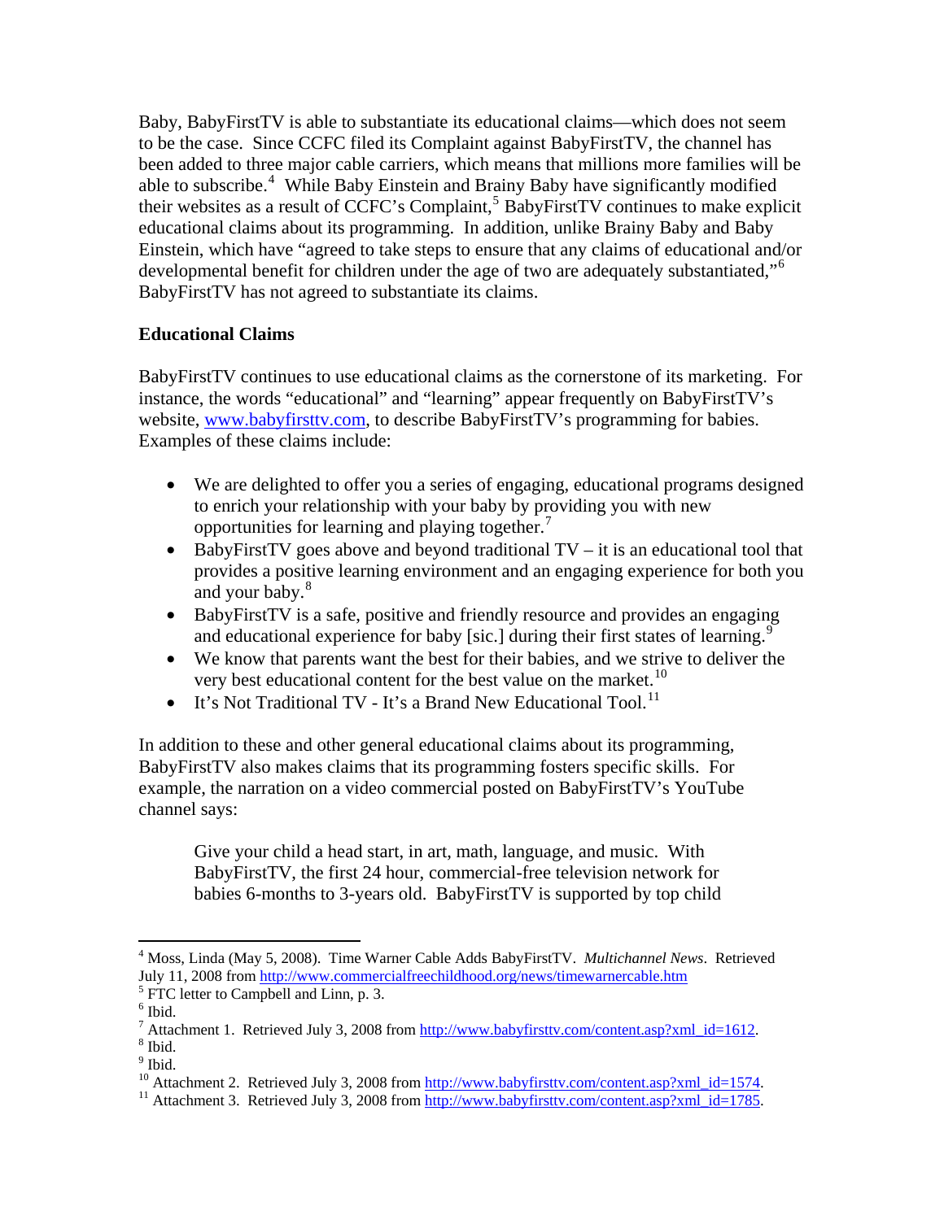Baby, BabyFirstTV is able to substantiate its educational claims—which does not seem to be the case. Since CCFC filed its Complaint against BabyFirstTV, the channel has been added to three major cable carriers, which means that millions more families will be able to subscribe.[4] While Baby Einstein and Brainy Baby have significantly modified their websites as a result of CCFC's Complaint,[5] BabyFirstTV continues to make explicit educational claims about its programming. In addition, unlike Brainy Baby and Baby Einstein, which have "agreed to take steps to ensure that any claims of educational and/or developmental benefit for children under the age of two are adequately substantiated,"[6] BabyFirstTV has not agreed to substantiate its claims.

**Educational Claims**

BabyFirstTV continues to use educational claims as the cornerstone of its marketing. For instance, the words "educational" and "learning" appear frequently on BabyFirstTV's website, www.babyfirsttv.com, to describe BabyFirstTV's programming for babies. Examples of these claims include:

- We are delighted to offer you a series of engaging, educational programs designed to enrich your relationship with your baby by providing you with new opportunities for learning and playing together.[7]
- BabyFirstTV goes above and beyond traditional TV – it is an educational tool that provides a positive learning environment and an engaging experience for both you and your baby.[8]
- BabyFirstTV is a safe, positive and friendly resource and provides an engaging and educational experience for baby [sic.] during their first states of learning.[9]
- We know that parents want the best for their babies, and we strive to deliver the very best educational content for the best value on the market.[10]
- It's Not Traditional TV - It's a Brand New Educational Tool.[11]

In addition to these and other general educational claims about its programming, BabyFirstTV also makes claims that its programming fosters specific skills. For example, the narration on a video commercial posted on BabyFirstTV's YouTube channel says:

> Give your child a head start, in art, math, language, and music. With BabyFirstTV, the first 24 hour, commercial-free television network for babies 6-months to 3-years old. BabyFirstTV is supported by top child

---

[4] Moss, Linda (May 5, 2008). Time Warner Cable Adds BabyFirstTV. *Multichannel News*. Retrieved July 11, 2008 from http://www.commercialfreechildhood.org/news/timewarnercable.htm

[5] FTC letter to Campbell and Linn, p. 3.

[6] Ibid.

[7] Attachment 1. Retrieved July 3, 2008 from http://www.babyfirsttv.com/content.asp?xml_id=1612.

[8] Ibid.

[9] Ibid.

[10] Attachment 2. Retrieved July 3, 2008 from http://www.babyfirsttv.com/content.asp?xml_id=1574.

[11] Attachment 3. Retrieved July 3, 2008 from http://www.babyfirsttv.com/content.asp?xml_id=1785.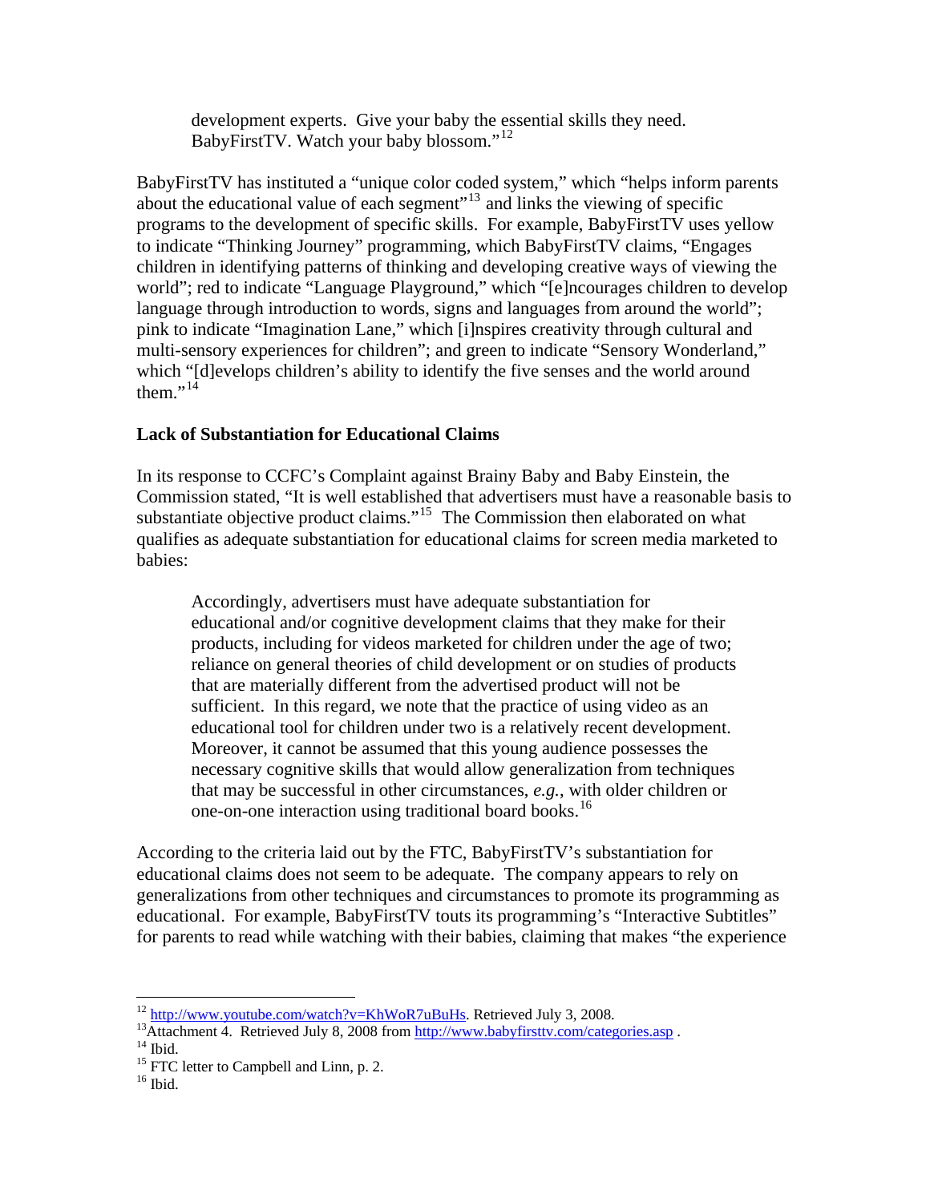development experts. Give your baby the essential skills they need. BabyFirstTV. Watch your baby blossom."[12]

BabyFirstTV has instituted a "unique color coded system," which "helps inform parents about the educational value of each segment"[13] and links the viewing of specific programs to the development of specific skills. For example, BabyFirstTV uses yellow to indicate "Thinking Journey" programming, which BabyFirstTV claims, "Engages children in identifying patterns of thinking and developing creative ways of viewing the world"; red to indicate "Language Playground," which "[e]ncourages children to develop language through introduction to words, signs and languages from around the world"; pink to indicate "Imagination Lane," which [i]nspires creativity through cultural and multi-sensory experiences for children"; and green to indicate "Sensory Wonderland," which "[d]evelops children's ability to identify the five senses and the world around them."[14]

**Lack of Substantiation for Educational Claims**

In its response to CCFC's Complaint against Brainy Baby and Baby Einstein, the Commission stated, "It is well established that advertisers must have a reasonable basis to substantiate objective product claims."[15] The Commission then elaborated on what qualifies as adequate substantiation for educational claims for screen media marketed to babies:

> Accordingly, advertisers must have adequate substantiation for educational and/or cognitive development claims that they make for their products, including for videos marketed for children under the age of two; reliance on general theories of child development or on studies of products that are materially different from the advertised product will not be sufficient. In this regard, we note that the practice of using video as an educational tool for children under two is a relatively recent development. Moreover, it cannot be assumed that this young audience possesses the necessary cognitive skills that would allow generalization from techniques that may be successful in other circumstances, *e.g.*, with older children or one-on-one interaction using traditional board books.[16]

According to the criteria laid out by the FTC, BabyFirstTV's substantiation for educational claims does not seem to be adequate. The company appears to rely on generalizations from other techniques and circumstances to promote its programming as educational. For example, BabyFirstTV touts its programming's "Interactive Subtitles" for parents to read while watching with their babies, claiming that makes "the experience

---

[12] http://www.youtube.com/watch?v=KhWoR7uBuHs. Retrieved July 3, 2008.

[13] Attachment 4. Retrieved July 8, 2008 from http://www.babyfirsttv.com/categories.asp .

[14] Ibid.

[15] FTC letter to Campbell and Linn, p. 2.

[16] Ibid.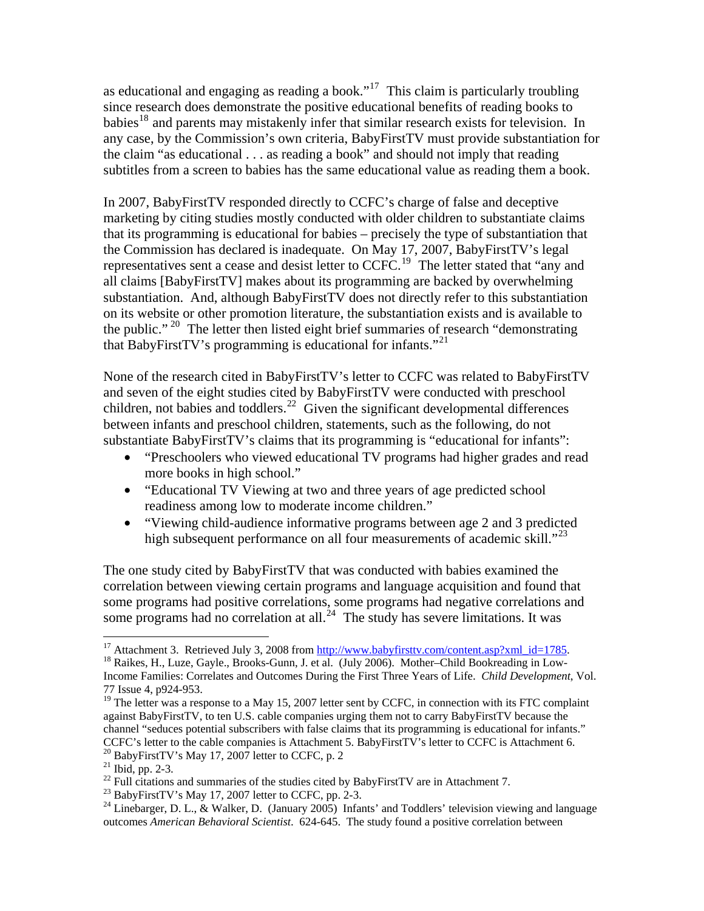as educational and engaging as reading a book."[17] This claim is particularly troubling since research does demonstrate the positive educational benefits of reading books to babies[18] and parents may mistakenly infer that similar research exists for television. In any case, by the Commission's own criteria, BabyFirstTV must provide substantiation for the claim "as educational . . . as reading a book" and should not imply that reading subtitles from a screen to babies has the same educational value as reading them a book.

In 2007, BabyFirstTV responded directly to CCFC's charge of false and deceptive marketing by citing studies mostly conducted with older children to substantiate claims that its programming is educational for babies – precisely the type of substantiation that the Commission has declared is inadequate. On May 17, 2007, BabyFirstTV's legal representatives sent a cease and desist letter to CCFC.[19] The letter stated that "any and all claims [BabyFirstTV] makes about its programming are backed by overwhelming substantiation. And, although BabyFirstTV does not directly refer to this substantiation on its website or other promotion literature, the substantiation exists and is available to the public."[20] The letter then listed eight brief summaries of research "demonstrating that BabyFirstTV's programming is educational for infants."[21]

None of the research cited in BabyFirstTV's letter to CCFC was related to BabyFirstTV and seven of the eight studies cited by BabyFirstTV were conducted with preschool children, not babies and toddlers.[22] Given the significant developmental differences between infants and preschool children, statements, such as the following, do not substantiate BabyFirstTV's claims that its programming is "educational for infants":

- "Preschoolers who viewed educational TV programs had higher grades and read more books in high school."
- "Educational TV Viewing at two and three years of age predicted school readiness among low to moderate income children."
- "Viewing child-audience informative programs between age 2 and 3 predicted high subsequent performance on all four measurements of academic skill."[23]

The one study cited by BabyFirstTV that was conducted with babies examined the correlation between viewing certain programs and language acquisition and found that some programs had positive correlations, some programs had negative correlations and some programs had no correlation at all.[24] The study has severe limitations. It was

---

[17] Attachment 3. Retrieved July 3, 2008 from http://www.babyfirsttv.com/content.asp?xml_id=1785.

[18] Raikes, H., Luze, Gayle., Brooks-Gunn, J. et al. (July 2006). Mother–Child Bookreading in Low-Income Families: Correlates and Outcomes During the First Three Years of Life. *Child Development*, Vol. 77 Issue 4, p924-953.

[19] The letter was a response to a May 15, 2007 letter sent by CCFC, in connection with its FTC complaint against BabyFirstTV, to ten U.S. cable companies urging them not to carry BabyFirstTV because the channel "seduces potential subscribers with false claims that its programming is educational for infants." CCFC's letter to the cable companies is Attachment 5. BabyFirstTV's letter to CCFC is Attachment 6.

[20] BabyFirstTV's May 17, 2007 letter to CCFC, p. 2

[21] Ibid, pp. 2-3.

[22] Full citations and summaries of the studies cited by BabyFirstTV are in Attachment 7.

[23] BabyFirstTV's May 17, 2007 letter to CCFC, pp. 2-3.

[24] Linebarger, D. L., & Walker, D. (January 2005) Infants' and Toddlers' television viewing and language outcomes *American Behavioral Scientist*. 624-645. The study found a positive correlation between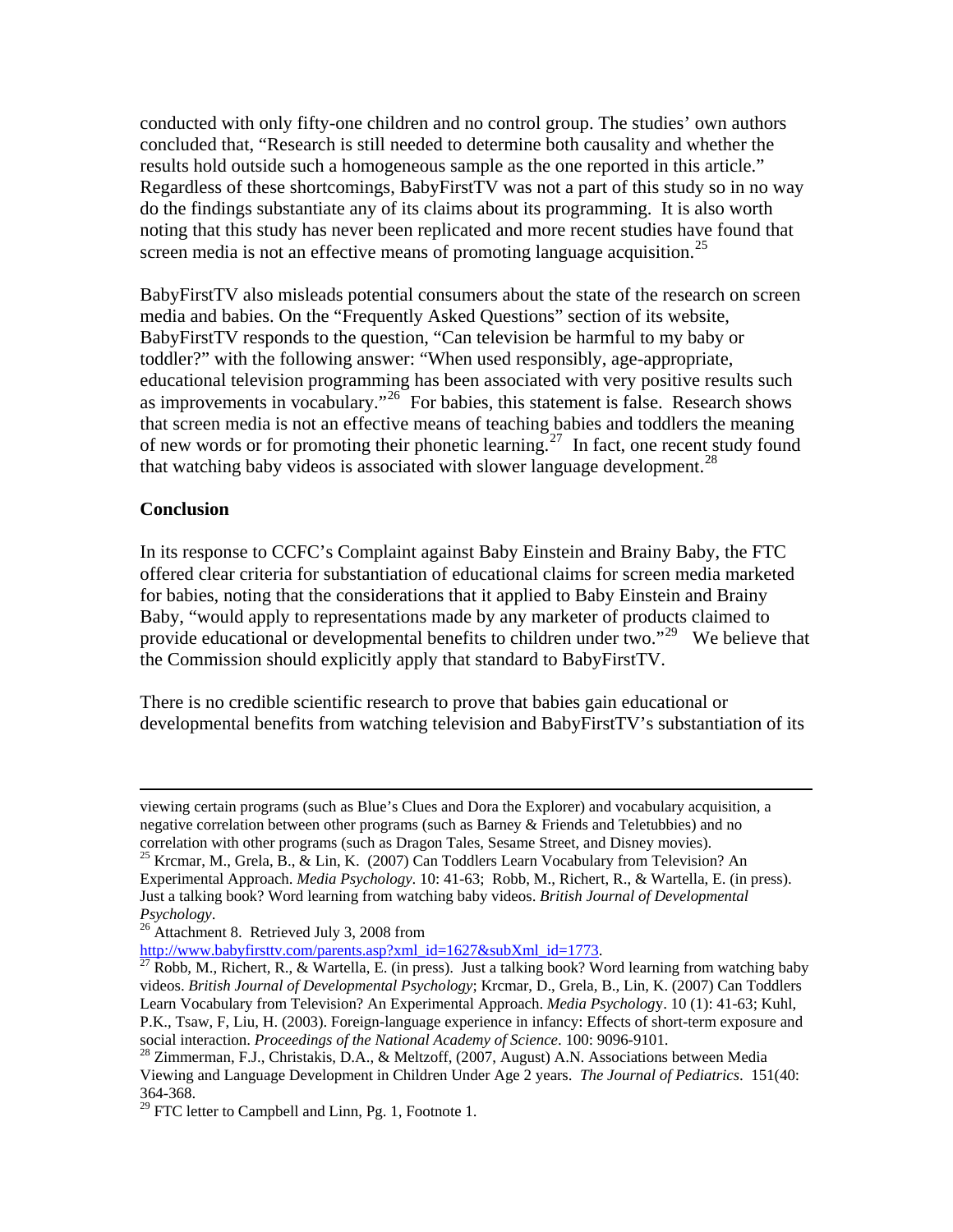conducted with only fifty-one children and no control group. The studies' own authors concluded that, "Research is still needed to determine both causality and whether the results hold outside such a homogeneous sample as the one reported in this article." Regardless of these shortcomings, BabyFirstTV was not a part of this study so in no way do the findings substantiate any of its claims about its programming. It is also worth noting that this study has never been replicated and more recent studies have found that screen media is not an effective means of promoting language acquisition.[25]

BabyFirstTV also misleads potential consumers about the state of the research on screen media and babies. On the "Frequently Asked Questions" section of its website, BabyFirstTV responds to the question, "Can television be harmful to my baby or toddler?" with the following answer: "When used responsibly, age-appropriate, educational television programming has been associated with very positive results such as improvements in vocabulary."[26] For babies, this statement is false. Research shows that screen media is not an effective means of teaching babies and toddlers the meaning of new words or for promoting their phonetic learning.[27] In fact, one recent study found that watching baby videos is associated with slower language development.[28]

## Conclusion

In its response to CCFC's Complaint against Baby Einstein and Brainy Baby, the FTC offered clear criteria for substantiation of educational claims for screen media marketed for babies, noting that the considerations that it applied to Baby Einstein and Brainy Baby, "would apply to representations made by any marketer of products claimed to provide educational or developmental benefits to children under two."[29] We believe that the Commission should explicitly apply that standard to BabyFirstTV.

There is no credible scientific research to prove that babies gain educational or developmental benefits from watching television and BabyFirstTV's substantiation of its

---

viewing certain programs (such as Blue's Clues and Dora the Explorer) and vocabulary acquisition, a negative correlation between other programs (such as Barney & Friends and Teletubbies) and no correlation with other programs (such as Dragon Tales, Sesame Street, and Disney movies).

[25] Krcmar, M., Grela, B., & Lin, K. (2007) Can Toddlers Learn Vocabulary from Television? An Experimental Approach. *Media Psychology*. 10: 41-63; Robb, M., Richert, R., & Wartella, E. (in press). Just a talking book? Word learning from watching baby videos. *British Journal of Developmental Psychology*.

[26] Attachment 8. Retrieved July 3, 2008 from http://www.babyfirsttv.com/parents.asp?xml_id=1627&subXml_id=1773.

[27] Robb, M., Richert, R., & Wartella, E. (in press). Just a talking book? Word learning from watching baby videos. *British Journal of Developmental Psychology*; Krcmar, D., Grela, B., Lin, K. (2007) Can Toddlers Learn Vocabulary from Television? An Experimental Approach. *Media Psychology*. 10 (1): 41-63; Kuhl, P.K., Tsaw, F, Liu, H. (2003). Foreign-language experience in infancy: Effects of short-term exposure and social interaction. *Proceedings of the National Academy of Science*. 100: 9096-9101.

[28] Zimmerman, F.J., Christakis, D.A., & Meltzoff, (2007, August) A.N. Associations between Media Viewing and Language Development in Children Under Age 2 years. *The Journal of Pediatrics*. 151(40: 364-368.

[29] FTC letter to Campbell and Linn, Pg. 1, Footnote 1.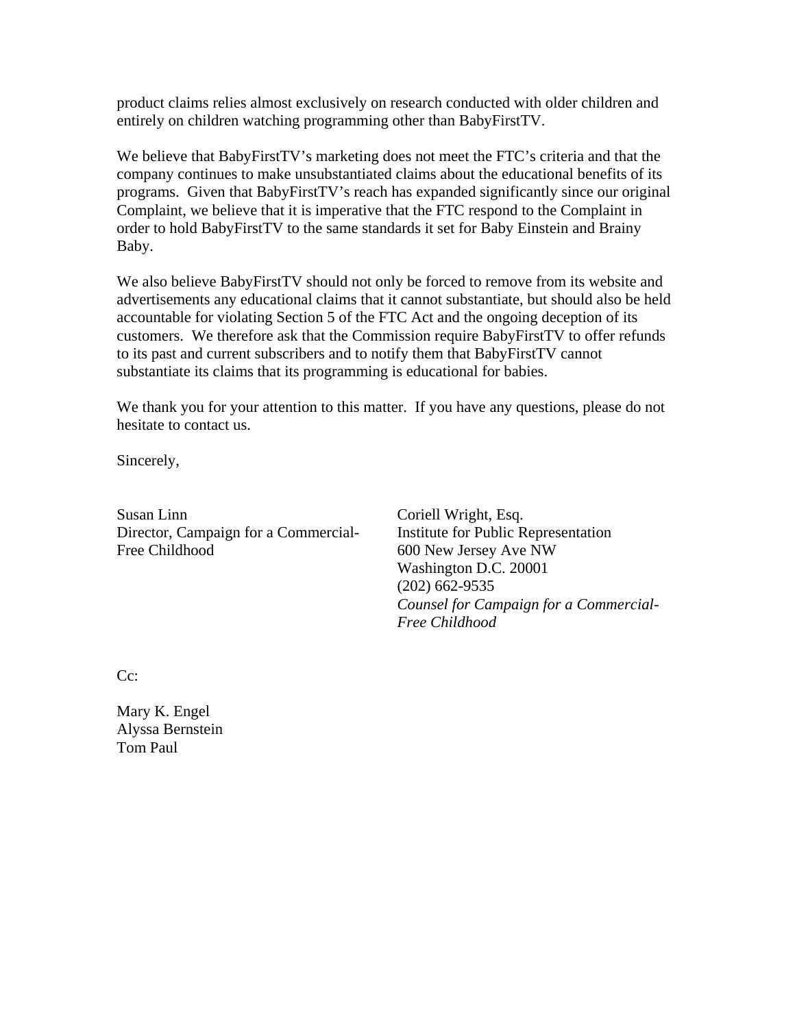product claims relies almost exclusively on research conducted with older children and entirely on children watching programming other than BabyFirstTV.

We believe that BabyFirstTV's marketing does not meet the FTC's criteria and that the company continues to make unsubstantiated claims about the educational benefits of its programs. Given that BabyFirstTV's reach has expanded significantly since our original Complaint, we believe that it is imperative that the FTC respond to the Complaint in order to hold BabyFirstTV to the same standards it set for Baby Einstein and Brainy Baby.

We also believe BabyFirstTV should not only be forced to remove from its website and advertisements any educational claims that it cannot substantiate, but should also be held accountable for violating Section 5 of the FTC Act and the ongoing deception of its customers. We therefore ask that the Commission require BabyFirstTV to offer refunds to its past and current subscribers and to notify them that BabyFirstTV cannot substantiate its claims that its programming is educational for babies.

We thank you for your attention to this matter. If you have any questions, please do not hesitate to contact us.

Sincerely,

Susan Linn
Director, Campaign for a Commercial-Free Childhood

Coriell Wright, Esq.
Institute for Public Representation
600 New Jersey Ave NW
Washington D.C. 20001
(202) 662-9535
*Counsel for Campaign for a Commercial-Free Childhood*

Cc:

Mary K. Engel
Alyssa Bernstein
Tom Paul